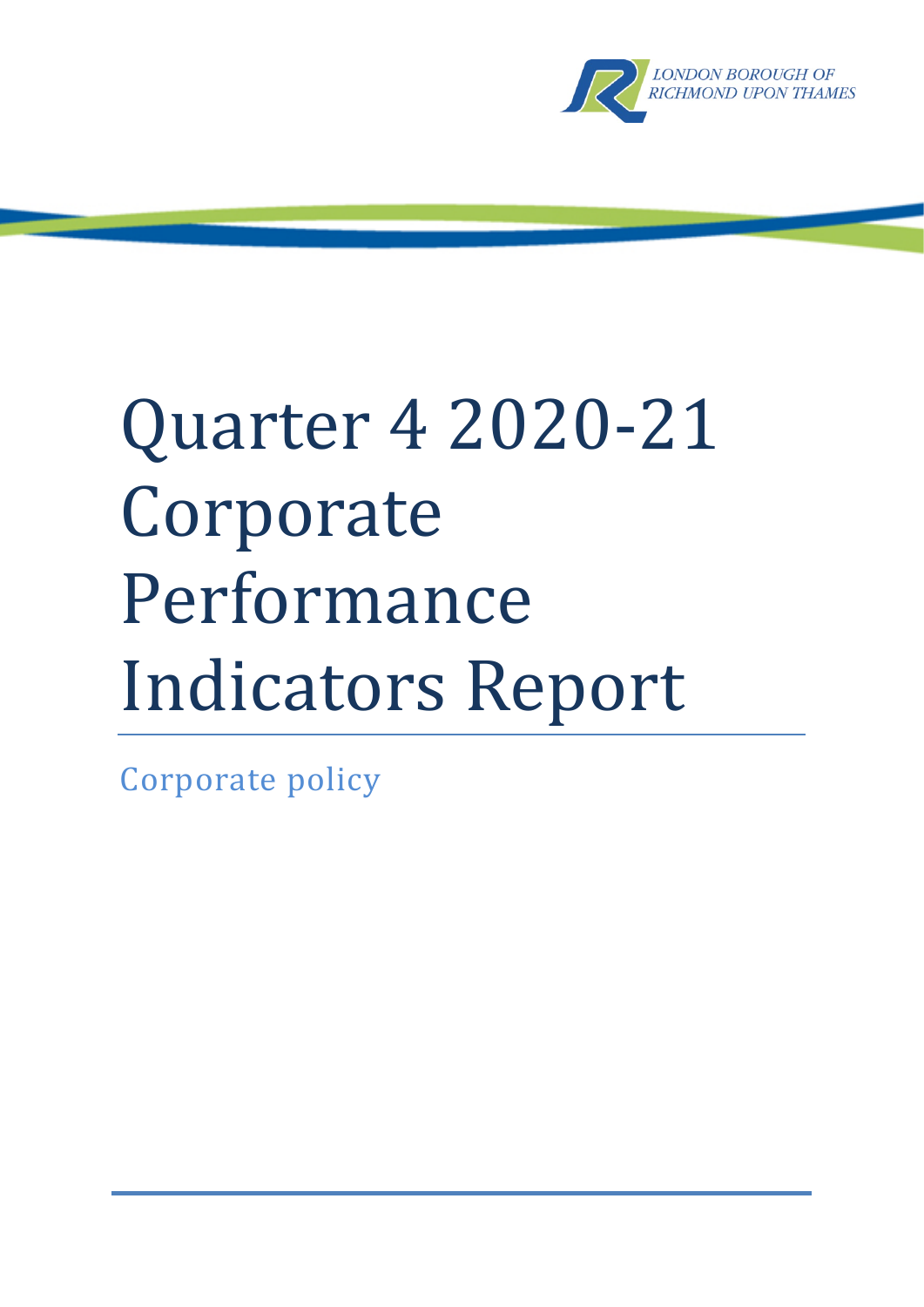LONDON BOROUGH OF RICHMOND UPON THAMES

# Quarter 4 2020-21 Corporate Performance Indicators Report

Corporate policy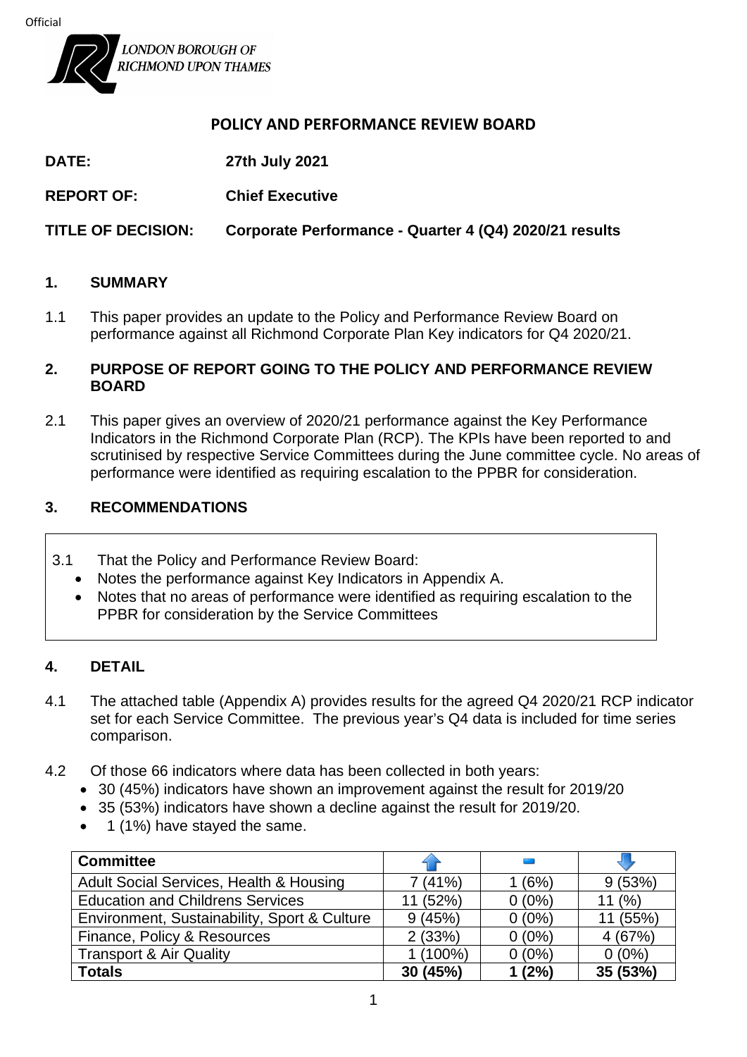Official

LONDON BOROUGH OF RICHMOND UPON THAMES

## POLICY AND PERFORMANCE REVIEW BOARD

**DATE:** **27th July 2021**

**REPORT OF:** **Chief Executive**

**TITLE OF DECISION:** **Corporate Performance - Quarter 4 (Q4) 2020/21 results**

### 1. SUMMARY

1.1 This paper provides an update to the Policy and Performance Review Board on performance against all Richmond Corporate Plan Key indicators for Q4 2020/21.

### 2. PURPOSE OF REPORT GOING TO THE POLICY AND PERFORMANCE REVIEW BOARD

2.1 This paper gives an overview of 2020/21 performance against the Key Performance Indicators in the Richmond Corporate Plan (RCP). The KPIs have been reported to and scrutinised by respective Service Committees during the June committee cycle. No areas of performance were identified as requiring escalation to the PPBR for consideration.

### 3. RECOMMENDATIONS

3.1 That the Policy and Performance Review Board:

- Notes the performance against Key Indicators in Appendix A.
- Notes that no areas of performance were identified as requiring escalation to the PPBR for consideration by the Service Committees

### 4. DETAIL

4.1 The attached table (Appendix A) provides results for the agreed Q4 2020/21 RCP indicator set for each Service Committee. The previous year's Q4 data is included for time series comparison.

4.2 Of those 66 indicators where data has been collected in both years:

- 30 (45%) indicators have shown an improvement against the result for 2019/20
- 35 (53%) indicators have shown a decline against the result for 2019/20.
- 1 (1%) have stayed the same.

| Committee | ↑ | – | ↓ |
|---|---|---|---|
| Adult Social Services, Health & Housing | 7 (41%) | 1 (6%) | 9 (53%) |
| Education and Childrens Services | 11 (52%) | 0 (0%) | 11 (%) |
| Environment, Sustainability, Sport & Culture | 9 (45%) | 0 (0%) | 11 (55%) |
| Finance, Policy & Resources | 2 (33%) | 0 (0%) | 4 (67%) |
| Transport & Air Quality | 1 (100%) | 0 (0%) | 0 (0%) |
| **Totals** | **30 (45%)** | **1 (2%)** | **35 (53%)** |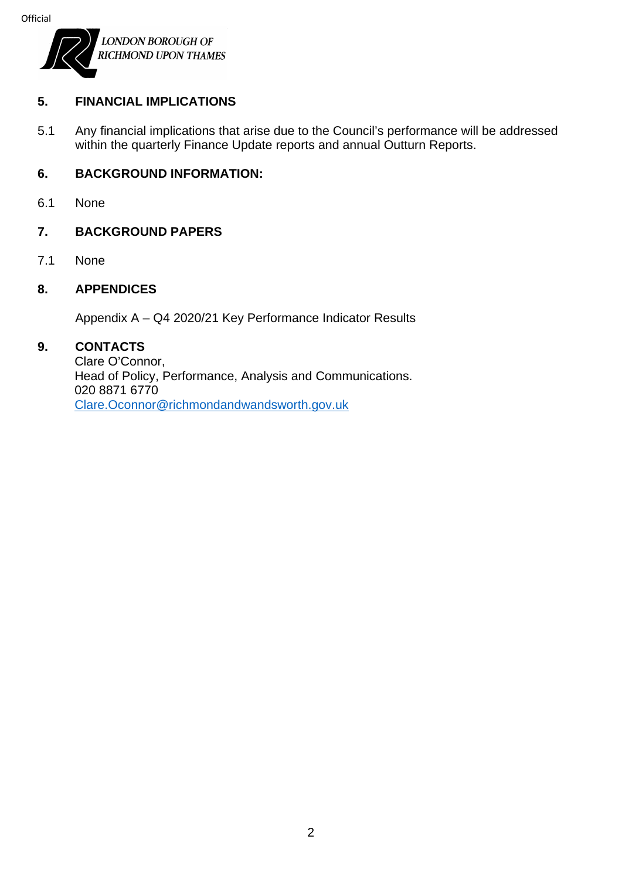## 5. FINANCIAL IMPLICATIONS

5.1 Any financial implications that arise due to the Council's performance will be addressed within the quarterly Finance Update reports and annual Outturn Reports.

## 6. BACKGROUND INFORMATION:

6.1 None

## 7. BACKGROUND PAPERS

7.1 None

## 8. APPENDICES

Appendix A – Q4 2020/21 Key Performance Indicator Results

## 9. CONTACTS

Clare O'Connor,
Head of Policy, Performance, Analysis and Communications.
020 8871 6770
Clare.Oconnor@richmondandwandsworth.gov.uk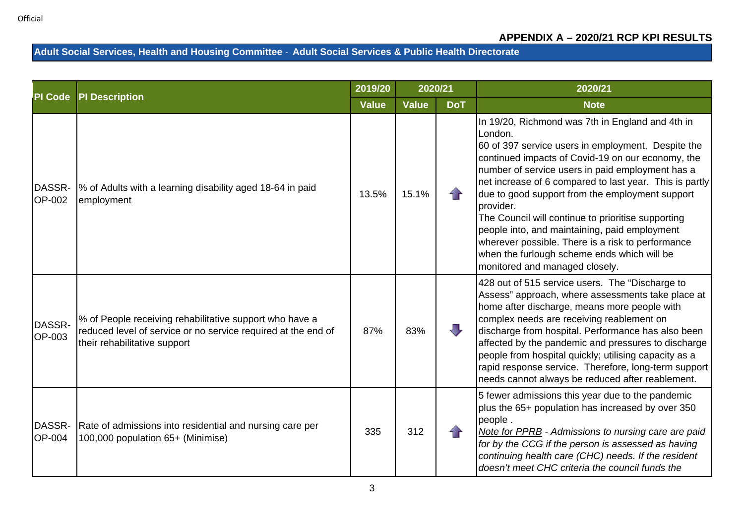Official

## APPENDIX A – 2020/21 RCP KPI RESULTS

### Adult Social Services, Health and Housing Committee - Adult Social Services & Public Health Directorate

| PI Code | PI Description | 2019/20 | 2020/21 | | 2020/21 |
|---|---|---|---|---|---|
| | | Value | Value | DoT | Note |
| DASSR-OP-002 | % of Adults with a learning disability aged 18-64 in paid employment | 13.5% | 15.1% | ⬆ | In 19/20, Richmond was 7th in England and 4th in London.<br>60 of 397 service users in employment. Despite the continued impacts of Covid-19 on our economy, the number of service users in paid employment has a net increase of 6 compared to last year. This is partly due to good support from the employment support provider.<br>The Council will continue to prioritise supporting people into, and maintaining, paid employment wherever possible. There is a risk to performance when the furlough scheme ends which will be monitored and managed closely. |
| DASSR-OP-003 | % of People receiving rehabilitative support who have a reduced level of service or no service required at the end of their rehabilitative support | 87% | 83% | ⬇ | 428 out of 515 service users. The "Discharge to Assess" approach, where assessments take place at home after discharge, means more people with complex needs are receiving reablement on discharge from hospital. Performance has also been affected by the pandemic and pressures to discharge people from hospital quickly; utilising capacity as a rapid response service. Therefore, long-term support needs cannot always be reduced after reablement. |
| DASSR-OP-004 | Rate of admissions into residential and nursing care per 100,000 population 65+ (Minimise) | 335 | 312 | ⬆ | 5 fewer admissions this year due to the pandemic plus the 65+ population has increased by over 350 people .<br>*Note for PPRB - Admissions to nursing care are paid for by the CCG if the person is assessed as having continuing health care (CHC) needs. If the resident doesn't meet CHC criteria the council funds the* |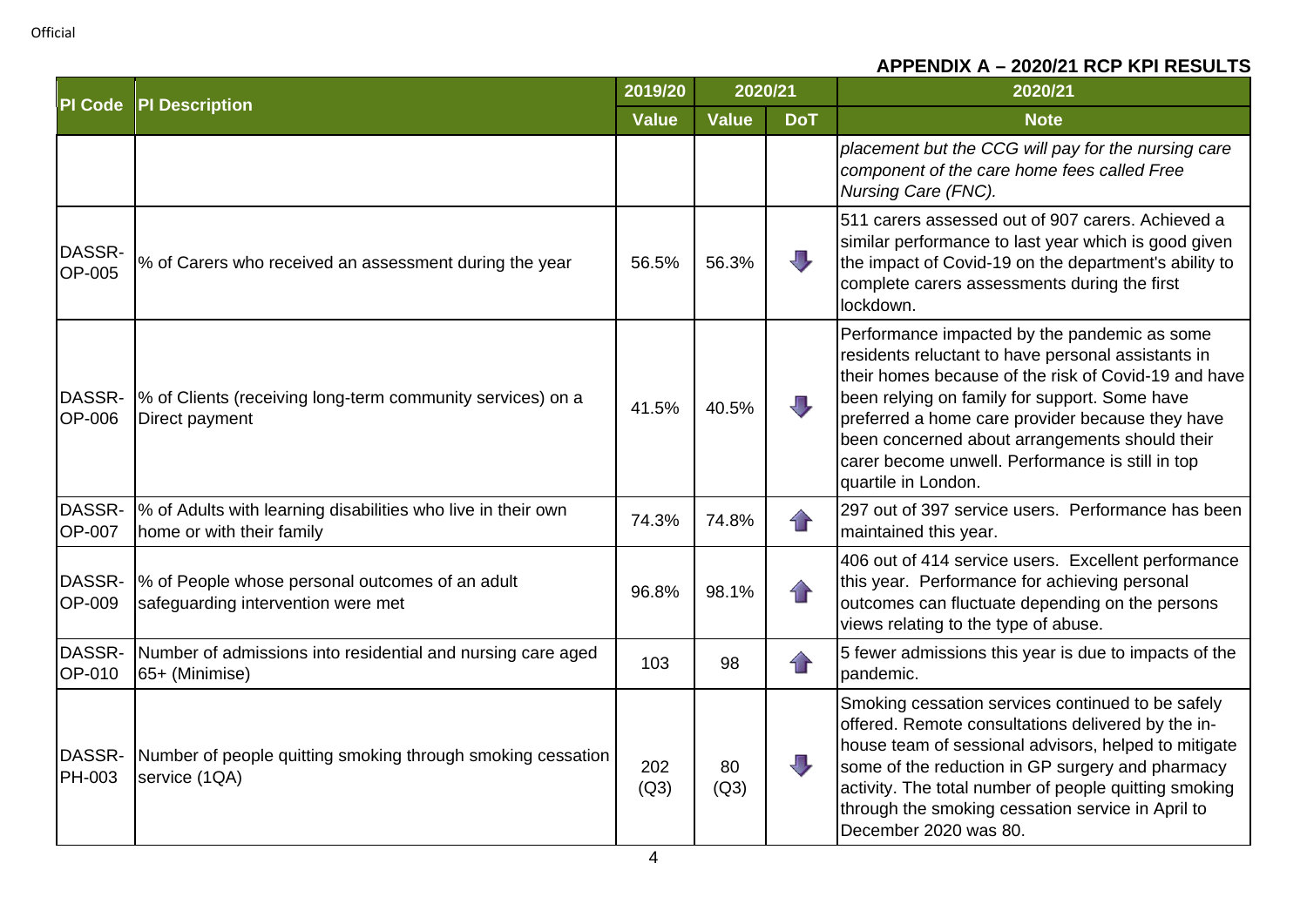## APPENDIX A – 2020/21 RCP KPI RESULTS

| PI Code | PI Description | 2019/20 | 2020/21 | | 2020/21 |
|---|---|---|---|---|---|
| | | Value | Value | DoT | Note |
| | | | | | *placement but the CCG will pay for the nursing care component of the care home fees called Free Nursing Care (FNC).* |
| DASSR-OP-005 | % of Carers who received an assessment during the year | 56.5% | 56.3% | ⇩ | 511 carers assessed out of 907 carers. Achieved a similar performance to last year which is good given the impact of Covid-19 on the department's ability to complete carers assessments during the first lockdown. |
| DASSR-OP-006 | % of Clients (receiving long-term community services) on a Direct payment | 41.5% | 40.5% | ⇩ | Performance impacted by the pandemic as some residents reluctant to have personal assistants in their homes because of the risk of Covid-19 and have been relying on family for support. Some have preferred a home care provider because they have been concerned about arrangements should their carer become unwell. Performance is still in top quartile in London. |
| DASSR-OP-007 | % of Adults with learning disabilities who live in their own home or with their family | 74.3% | 74.8% | ⇧ | 297 out of 397 service users. Performance has been maintained this year. |
| DASSR-OP-009 | % of People whose personal outcomes of an adult safeguarding intervention were met | 96.8% | 98.1% | ⇧ | 406 out of 414 service users. Excellent performance this year. Performance for achieving personal outcomes can fluctuate depending on the persons views relating to the type of abuse. |
| DASSR-OP-010 | Number of admissions into residential and nursing care aged 65+ (Minimise) | 103 | 98 | ⇧ | 5 fewer admissions this year is due to impacts of the pandemic. |
| DASSR-PH-003 | Number of people quitting smoking through smoking cessation service (1QA) | 202 (Q3) | 80 (Q3) | ⇩ | Smoking cessation services continued to be safely offered. Remote consultations delivered by the in-house team of sessional advisors, helped to mitigate some of the reduction in GP surgery and pharmacy activity. The total number of people quitting smoking through the smoking cessation service in April to December 2020 was 80. |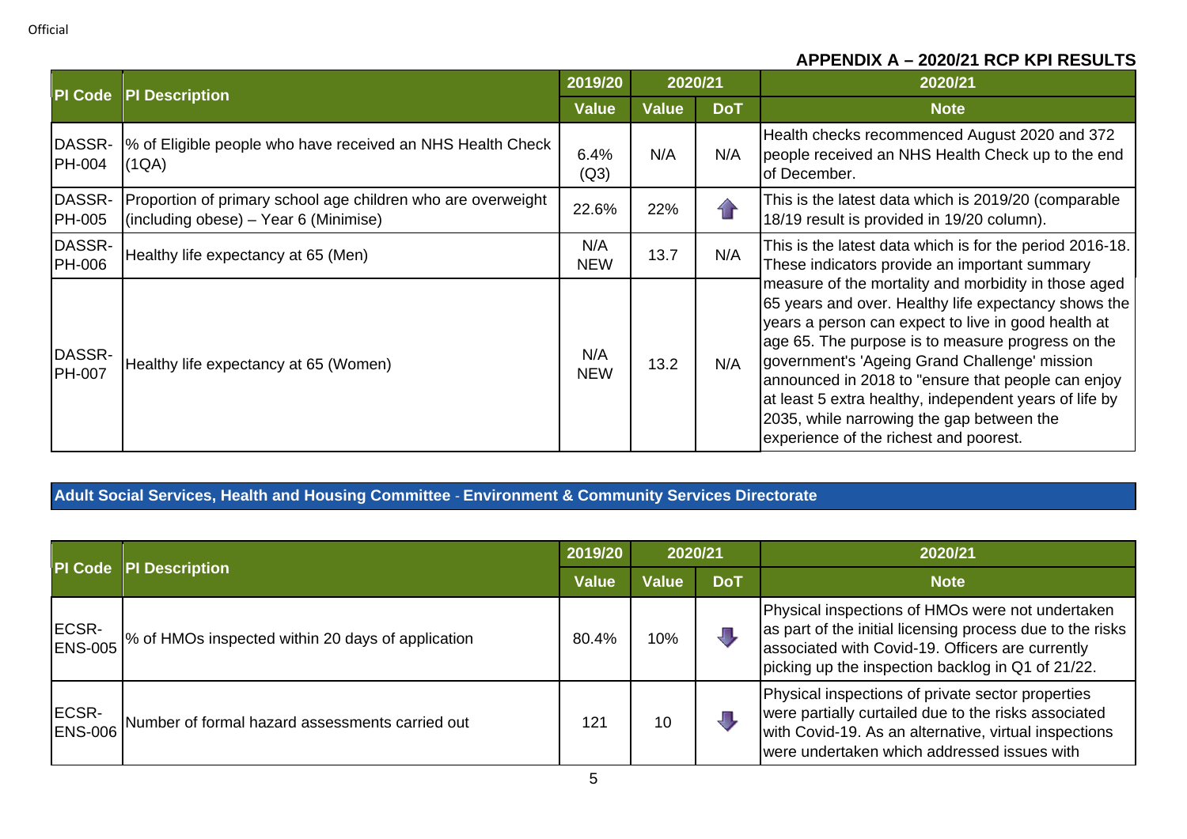Official

**APPENDIX A – 2020/21 RCP KPI RESULTS**

| PI Code | PI Description | 2019/20 | 2020/21 | | 2020/21 |
|---|---|---|---|---|---|
| | | Value | Value | DoT | Note |
| DASSR-PH-004 | % of Eligible people who have received an NHS Health Check (1QA) | 6.4% (Q3) | N/A | N/A | Health checks recommenced August 2020 and 372 people received an NHS Health Check up to the end of December. |
| DASSR-PH-005 | Proportion of primary school age children who are overweight (including obese) – Year 6 (Minimise) | 22.6% | 22% | ⬆ | This is the latest data which is 2019/20 (comparable 18/19 result is provided in 19/20 column). |
| DASSR-PH-006 | Healthy life expectancy at 65 (Men) | N/A NEW | 13.7 | N/A | This is the latest data which is for the period 2016-18. These indicators provide an important summary measure of the mortality and morbidity in those aged 65 years and over. Healthy life expectancy shows the years a person can expect to live in good health at age 65. The purpose is to measure progress on the government's 'Ageing Grand Challenge' mission announced in 2018 to "ensure that people can enjoy at least 5 extra healthy, independent years of life by 2035, while narrowing the gap between the experience of the richest and poorest. |
| DASSR-PH-007 | Healthy life expectancy at 65 (Women) | N/A NEW | 13.2 | N/A | |

**Adult Social Services, Health and Housing Committee - Environment & Community Services Directorate**

| PI Code | PI Description | 2019/20 | 2020/21 | | 2020/21 |
|---|---|---|---|---|---|
| | | Value | Value | DoT | Note |
| ECSR-ENS-005 | % of HMOs inspected within 20 days of application | 80.4% | 10% | ⬇ | Physical inspections of HMOs were not undertaken as part of the initial licensing process due to the risks associated with Covid-19. Officers are currently picking up the inspection backlog in Q1 of 21/22. |
| ECSR-ENS-006 | Number of formal hazard assessments carried out | 121 | 10 | ⬇ | Physical inspections of private sector properties were partially curtailed due to the risks associated with Covid-19. As an alternative, virtual inspections were undertaken which addressed issues with |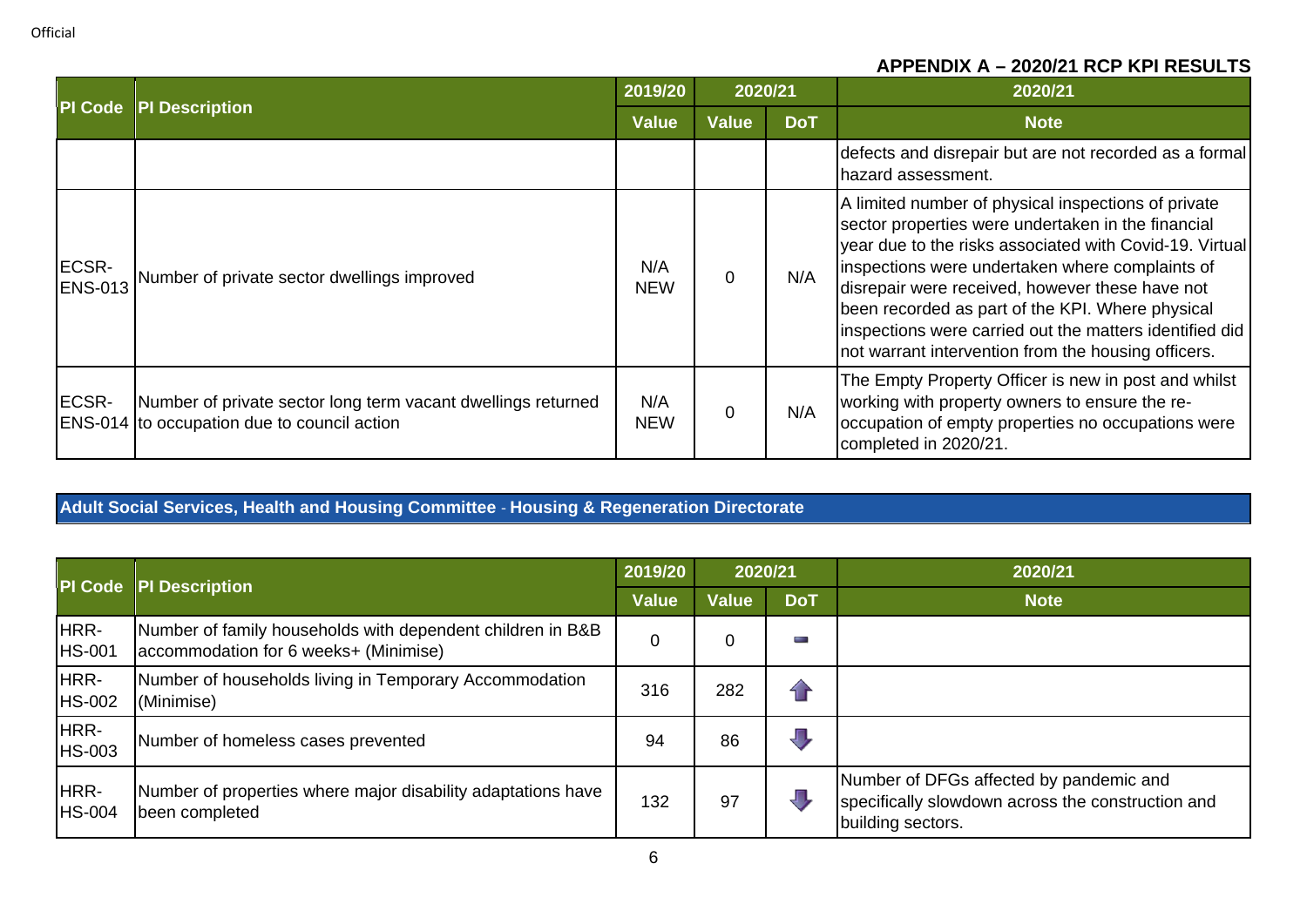**APPENDIX A – 2020/21 RCP KPI RESULTS**

| PI Code | PI Description | 2019/20 | 2020/21 | | 2020/21 |
|---|---|---|---|---|---|
| | | Value | Value | DoT | Note |
| | | | | | defects and disrepair but are not recorded as a formal hazard assessment. |
| ECSR-ENS-013 | Number of private sector dwellings improved | N/A NEW | 0 | N/A | A limited number of physical inspections of private sector properties were undertaken in the financial year due to the risks associated with Covid-19. Virtual inspections were undertaken where complaints of disrepair were received, however these have not been recorded as part of the KPI. Where physical inspections were carried out the matters identified did not warrant intervention from the housing officers. |
| ECSR-ENS-014 | Number of private sector long term vacant dwellings returned to occupation due to council action | N/A NEW | 0 | N/A | The Empty Property Officer is new in post and whilst working with property owners to ensure the re-occupation of empty properties no occupations were completed in 2020/21. |

**Adult Social Services, Health and Housing Committee - Housing & Regeneration Directorate**

| PI Code | PI Description | 2019/20 | 2020/21 | | 2020/21 |
|---|---|---|---|---|---|
| | | Value | Value | DoT | Note |
| HRR-HS-001 | Number of family households with dependent children in B&B accommodation for 6 weeks+ (Minimise) | 0 | 0 | ▬ | |
| HRR-HS-002 | Number of households living in Temporary Accommodation (Minimise) | 316 | 282 | ⬆ | |
| HRR-HS-003 | Number of homeless cases prevented | 94 | 86 | ⬇ | |
| HRR-HS-004 | Number of properties where major disability adaptations have been completed | 132 | 97 | ⬇ | Number of DFGs affected by pandemic and specifically slowdown across the construction and building sectors. |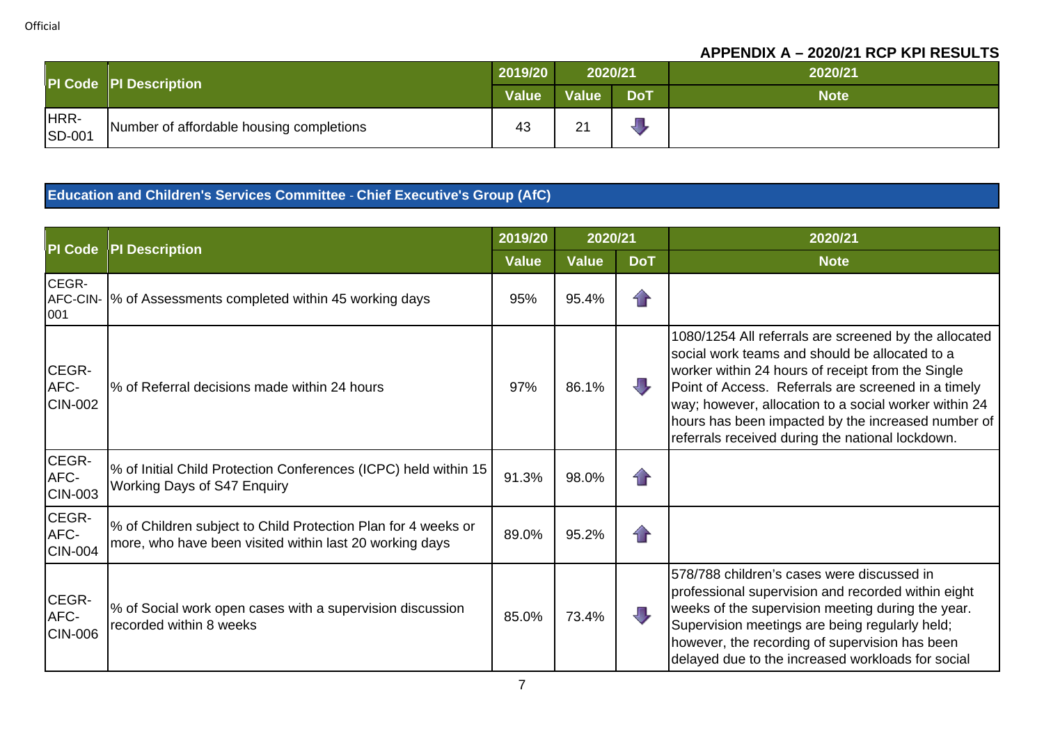**APPENDIX A – 2020/21 RCP KPI RESULTS**

| PI Code | PI Description | 2019/20 | 2020/21 | | 2020/21 |
|---|---|---|---|---|---|
| | | Value | Value | DoT | Note |
| HRR-SD-001 | Number of affordable housing completions | 43 | 21 | ⬇ | |

## Education and Children's Services Committee - Chief Executive's Group (AfC)

| PI Code | PI Description | 2019/20 | 2020/21 | | 2020/21 |
|---|---|---|---|---|---|
| | | Value | Value | DoT | Note |
| CEGR-AFC-CIN-001 | % of Assessments completed within 45 working days | 95% | 95.4% | ⬆ | |
| CEGR-AFC-CIN-002 | % of Referral decisions made within 24 hours | 97% | 86.1% | ⬇ | 1080/1254 All referrals are screened by the allocated social work teams and should be allocated to a worker within 24 hours of receipt from the Single Point of Access. Referrals are screened in a timely way; however, allocation to a social worker within 24 hours has been impacted by the increased number of referrals received during the national lockdown. |
| CEGR-AFC-CIN-003 | % of Initial Child Protection Conferences (ICPC) held within 15 Working Days of S47 Enquiry | 91.3% | 98.0% | ⬆ | |
| CEGR-AFC-CIN-004 | % of Children subject to Child Protection Plan for 4 weeks or more, who have been visited within last 20 working days | 89.0% | 95.2% | ⬆ | |
| CEGR-AFC-CIN-006 | % of Social work open cases with a supervision discussion recorded within 8 weeks | 85.0% | 73.4% | ⬇ | 578/788 children's cases were discussed in professional supervision and recorded within eight weeks of the supervision meeting during the year. Supervision meetings are being regularly held; however, the recording of supervision has been delayed due to the increased workloads for social |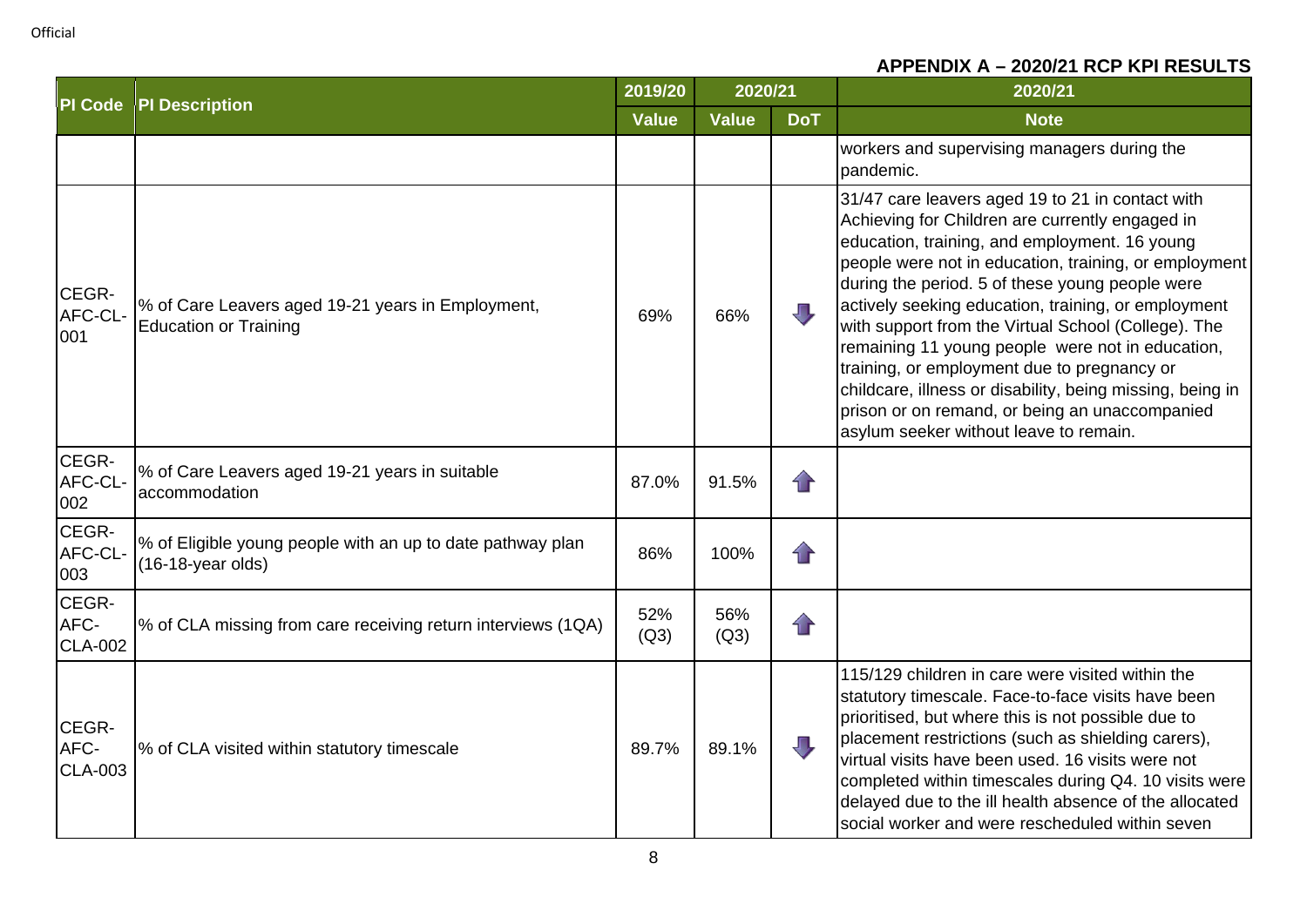**APPENDIX A – 2020/21 RCP KPI RESULTS**

| PI Code | PI Description | 2019/20 | 2020/21 | | 2020/21 |
|---|---|---|---|---|---|
| | | Value | Value | DoT | Note |
| | | | | | workers and supervising managers during the pandemic. |
| CEGR-AFC-CL-001 | % of Care Leavers aged 19-21 years in Employment, Education or Training | 69% | 66% | ⬇ | 31/47 care leavers aged 19 to 21 in contact with Achieving for Children are currently engaged in education, training, and employment. 16 young people were not in education, training, or employment during the period. 5 of these young people were actively seeking education, training, or employment with support from the Virtual School (College). The remaining 11 young people were not in education, training, or employment due to pregnancy or childcare, illness or disability, being missing, being in prison or on remand, or being an unaccompanied asylum seeker without leave to remain. |
| CEGR-AFC-CL-002 | % of Care Leavers aged 19-21 years in suitable accommodation | 87.0% | 91.5% | ⬆ | |
| CEGR-AFC-CL-003 | % of Eligible young people with an up to date pathway plan (16-18-year olds) | 86% | 100% | ⬆ | |
| CEGR-AFC-CLA-002 | % of CLA missing from care receiving return interviews (1QA) | 52% (Q3) | 56% (Q3) | ⬆ | |
| CEGR-AFC-CLA-003 | % of CLA visited within statutory timescale | 89.7% | 89.1% | ⬇ | 115/129 children in care were visited within the statutory timescale. Face-to-face visits have been prioritised, but where this is not possible due to placement restrictions (such as shielding carers), virtual visits have been used. 16 visits were not completed within timescales during Q4. 10 visits were delayed due to the ill health absence of the allocated social worker and were rescheduled within seven |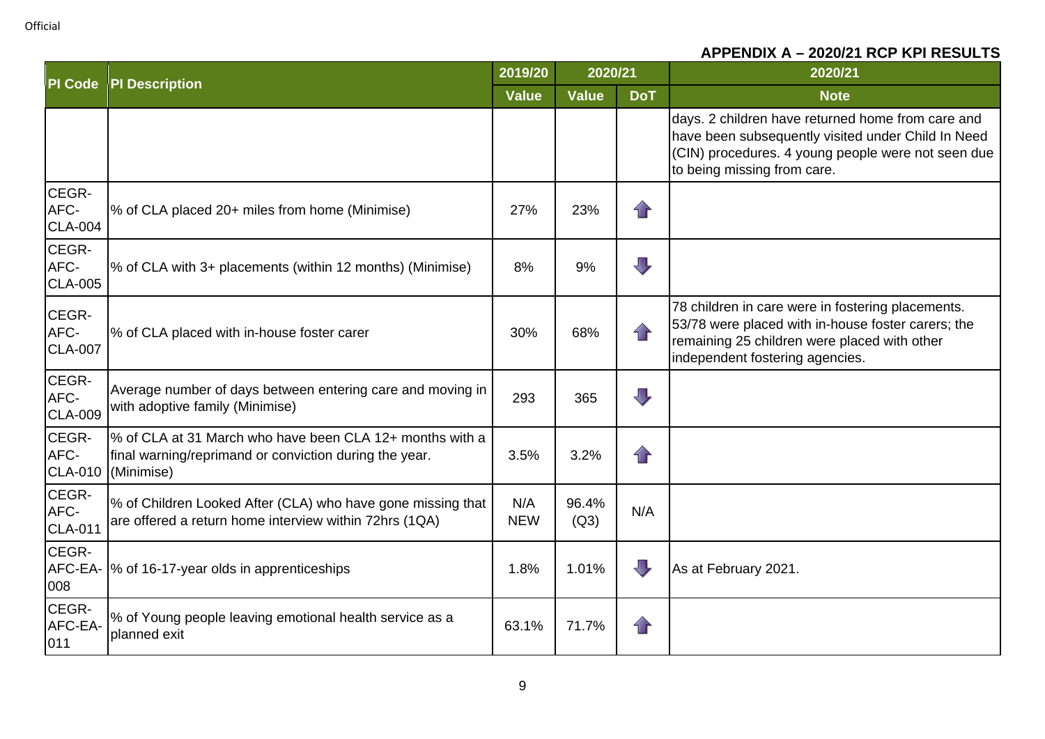## APPENDIX A – 2020/21 RCP KPI RESULTS

| PI Code | PI Description | 2019/20 | 2020/21 | | 2020/21 |
|---|---|---|---|---|---|
| | | Value | Value | DoT | Note |
| | | | | | days. 2 children have returned home from care and have been subsequently visited under Child In Need (CIN) procedures. 4 young people were not seen due to being missing from care. |
| CEGR-AFC-CLA-004 | % of CLA placed 20+ miles from home (Minimise) | 27% | 23% | ⇧ | |
| CEGR-AFC-CLA-005 | % of CLA with 3+ placements (within 12 months) (Minimise) | 8% | 9% | ⇩ | |
| CEGR-AFC-CLA-007 | % of CLA placed with in-house foster carer | 30% | 68% | ⇧ | 78 children in care were in fostering placements. 53/78 were placed with in-house foster carers; the remaining 25 children were placed with other independent fostering agencies. |
| CEGR-AFC-CLA-009 | Average number of days between entering care and moving in with adoptive family (Minimise) | 293 | 365 | ⇩ | |
| CEGR-AFC-CLA-010 | % of CLA at 31 March who have been CLA 12+ months with a final warning/reprimand or conviction during the year. (Minimise) | 3.5% | 3.2% | ⇧ | |
| CEGR-AFC-CLA-011 | % of Children Looked After (CLA) who have gone missing that are offered a return home interview within 72hrs (1QA) | N/A NEW | 96.4% (Q3) | N/A | |
| CEGR-AFC-EA-008 | % of 16-17-year olds in apprenticeships | 1.8% | 1.01% | ⇩ | As at February 2021. |
| CEGR-AFC-EA-011 | % of Young people leaving emotional health service as a planned exit | 63.1% | 71.7% | ⇧ | |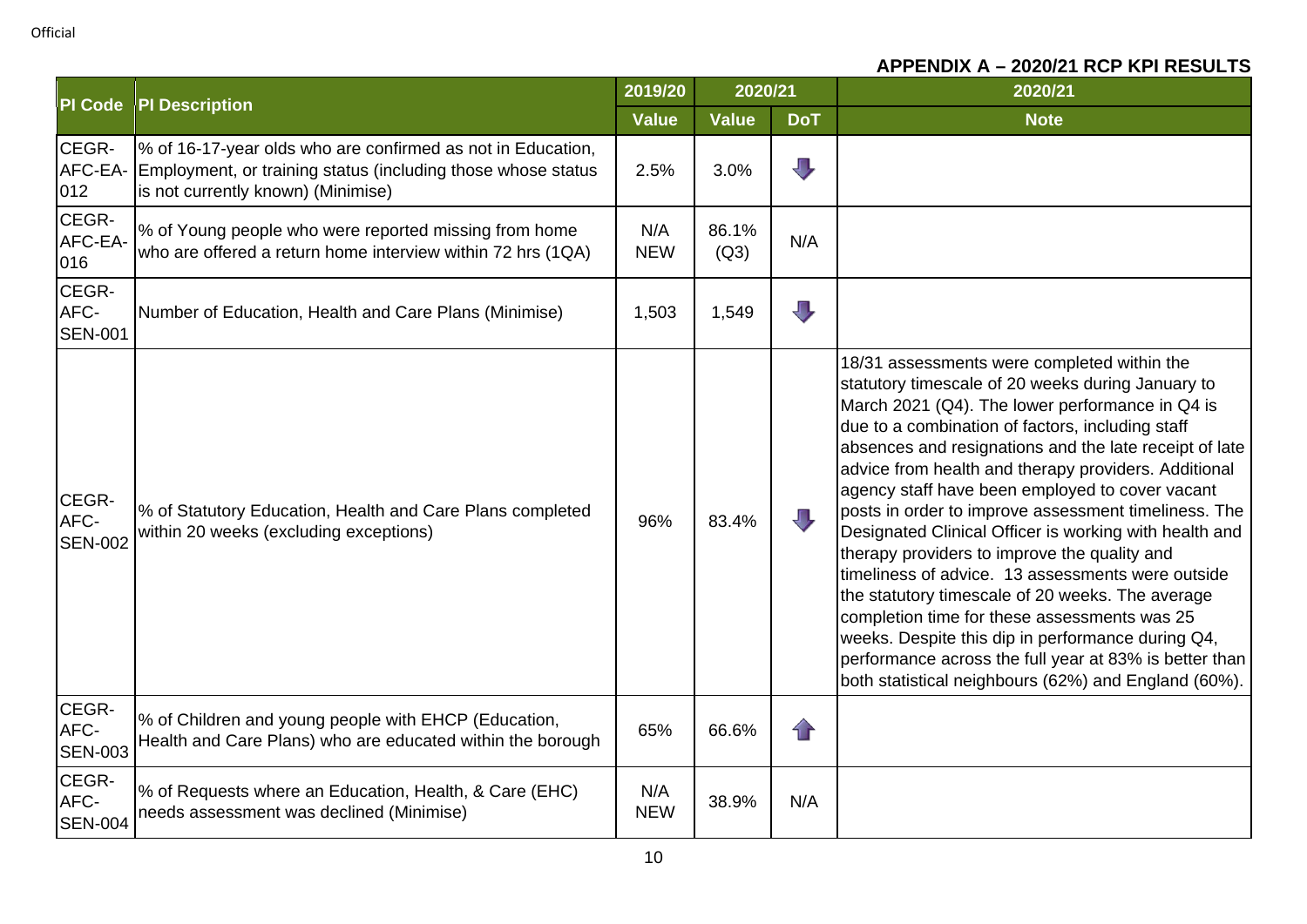**APPENDIX A – 2020/21 RCP KPI RESULTS**

| PI Code | PI Description | 2019/20 | 2020/21 | | 2020/21 |
|---|---|---|---|---|---|
| | | Value | Value | DoT | Note |
| CEGR-AFC-EA-012 | % of 16-17-year olds who are confirmed as not in Education, Employment, or training status (including those whose status is not currently known) (Minimise) | 2.5% | 3.0% | ⬇ | |
| CEGR-AFC-EA-016 | % of Young people who were reported missing from home who are offered a return home interview within 72 hrs (1QA) | N/A NEW | 86.1% (Q3) | N/A | |
| CEGR-AFC-SEN-001 | Number of Education, Health and Care Plans (Minimise) | 1,503 | 1,549 | ⬇ | |
| CEGR-AFC-SEN-002 | % of Statutory Education, Health and Care Plans completed within 20 weeks (excluding exceptions) | 96% | 83.4% | ⬇ | 18/31 assessments were completed within the statutory timescale of 20 weeks during January to March 2021 (Q4). The lower performance in Q4 is due to a combination of factors, including staff absences and resignations and the late receipt of late advice from health and therapy providers. Additional agency staff have been employed to cover vacant posts in order to improve assessment timeliness. The Designated Clinical Officer is working with health and therapy providers to improve the quality and timeliness of advice. 13 assessments were outside the statutory timescale of 20 weeks. The average completion time for these assessments was 25 weeks. Despite this dip in performance during Q4, performance across the full year at 83% is better than both statistical neighbours (62%) and England (60%). |
| CEGR-AFC-SEN-003 | % of Children and young people with EHCP (Education, Health and Care Plans) who are educated within the borough | 65% | 66.6% | ⬆ | |
| CEGR-AFC-SEN-004 | % of Requests where an Education, Health, & Care (EHC) needs assessment was declined (Minimise) | N/A NEW | 38.9% | N/A | |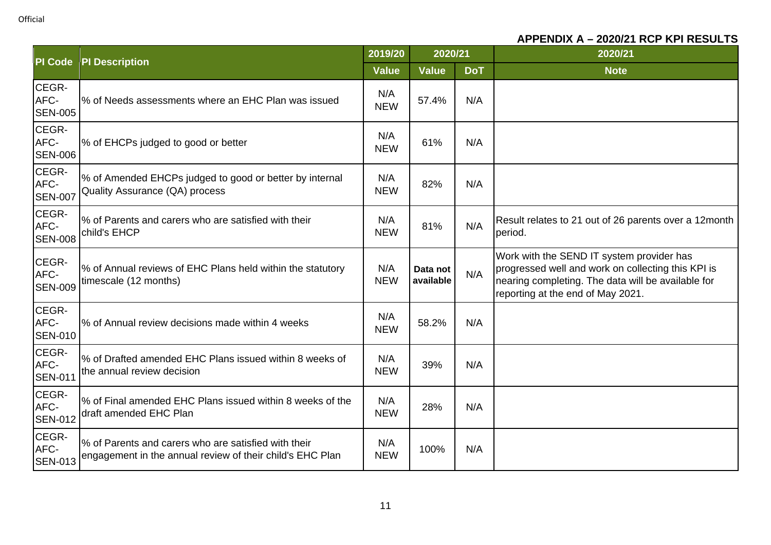**APPENDIX A – 2020/21 RCP KPI RESULTS**

| PI Code | PI Description | 2019/20 | 2020/21 | | 2020/21 |
|---|---|---|---|---|---|
| | | Value | Value | DoT | Note |
| CEGR-AFC-SEN-005 | % of Needs assessments where an EHC Plan was issued | N/A NEW | 57.4% | N/A | |
| CEGR-AFC-SEN-006 | % of EHCPs judged to good or better | N/A NEW | 61% | N/A | |
| CEGR-AFC-SEN-007 | % of Amended EHCPs judged to good or better by internal Quality Assurance (QA) process | N/A NEW | 82% | N/A | |
| CEGR-AFC-SEN-008 | % of Parents and carers who are satisfied with their child's EHCP | N/A NEW | 81% | N/A | Result relates to 21 out of 26 parents over a 12month period. |
| CEGR-AFC-SEN-009 | % of Annual reviews of EHC Plans held within the statutory timescale (12 months) | N/A NEW | **Data not available** | N/A | Work with the SEND IT system provider has progressed well and work on collecting this KPI is nearing completing. The data will be available for reporting at the end of May 2021. |
| CEGR-AFC-SEN-010 | % of Annual review decisions made within 4 weeks | N/A NEW | 58.2% | N/A | |
| CEGR-AFC-SEN-011 | % of Drafted amended EHC Plans issued within 8 weeks of the annual review decision | N/A NEW | 39% | N/A | |
| CEGR-AFC-SEN-012 | % of Final amended EHC Plans issued within 8 weeks of the draft amended EHC Plan | N/A NEW | 28% | N/A | |
| CEGR-AFC-SEN-013 | % of Parents and carers who are satisfied with their engagement in the annual review of their child's EHC Plan | N/A NEW | 100% | N/A | |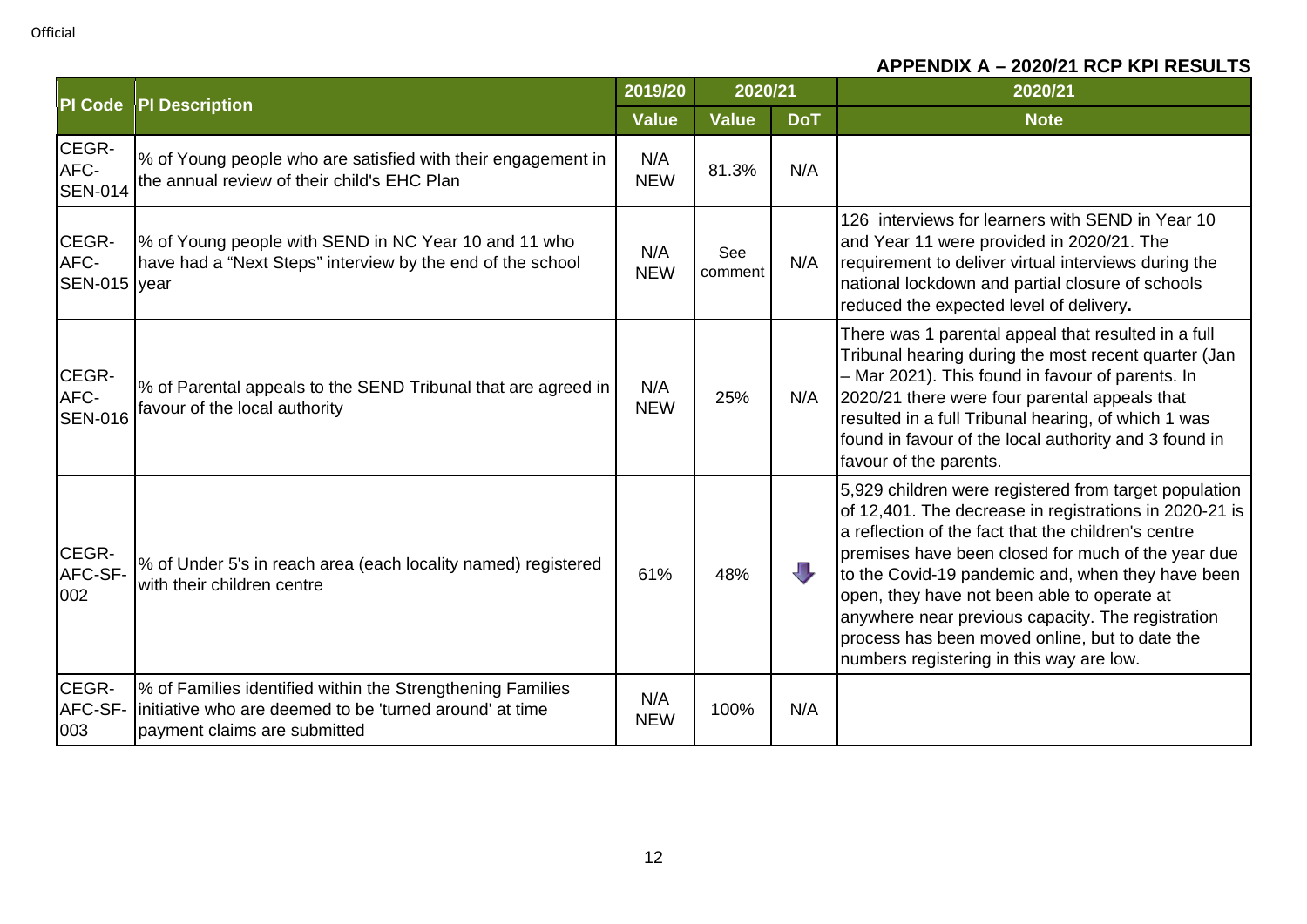Official

## APPENDIX A – 2020/21 RCP KPI RESULTS

| PI Code | PI Description | 2019/20 | 2020/21 | | 2020/21 |
|---|---|---|---|---|---|
| | | Value | Value | DoT | Note |
| CEGR-AFC-SEN-014 | % of Young people who are satisfied with their engagement in the annual review of their child's EHC Plan | N/A NEW | 81.3% | N/A | |
| CEGR-AFC-SEN-015 | % of Young people with SEND in NC Year 10 and 11 who have had a "Next Steps" interview by the end of the school year | N/A NEW | See comment | N/A | 126 interviews for learners with SEND in Year 10 and Year 11 were provided in 2020/21. The requirement to deliver virtual interviews during the national lockdown and partial closure of schools reduced the expected level of delivery. |
| CEGR-AFC-SEN-016 | % of Parental appeals to the SEND Tribunal that are agreed in favour of the local authority | N/A NEW | 25% | N/A | There was 1 parental appeal that resulted in a full Tribunal hearing during the most recent quarter (Jan – Mar 2021). This found in favour of parents. In 2020/21 there were four parental appeals that resulted in a full Tribunal hearing, of which 1 was found in favour of the local authority and 3 found in favour of the parents. |
| CEGR-AFC-SF-002 | % of Under 5's in reach area (each locality named) registered with their children centre | 61% | 48% | ⬇ | 5,929 children were registered from target population of 12,401. The decrease in registrations in 2020-21 is a reflection of the fact that the children's centre premises have been closed for much of the year due to the Covid-19 pandemic and, when they have been open, they have not been able to operate at anywhere near previous capacity. The registration process has been moved online, but to date the numbers registering in this way are low. |
| CEGR-AFC-SF-003 | % of Families identified within the Strengthening Families initiative who are deemed to be 'turned around' at time payment claims are submitted | N/A NEW | 100% | N/A | |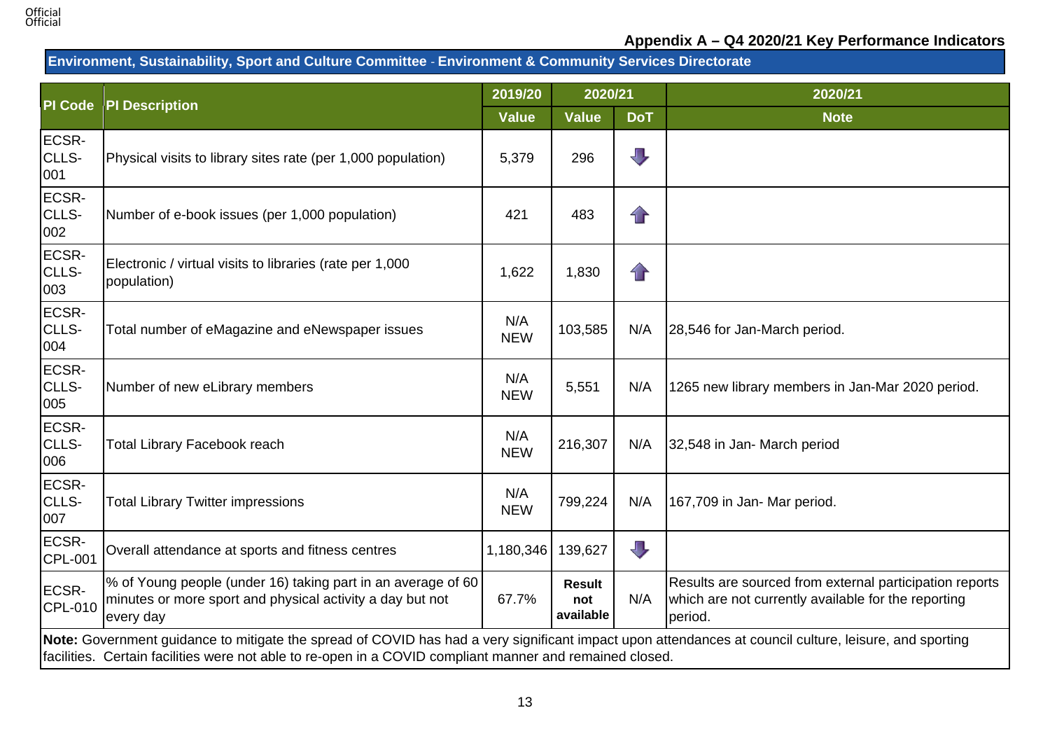Official

## Appendix A – Q4 2020/21 Key Performance Indicators

**Environment, Sustainability, Sport and Culture Committee - Environment & Community Services Directorate**

| PI Code | PI Description | 2019/20 | 2020/21 | | 2020/21 |
|---|---|---|---|---|---|
| | | Value | Value | DoT | Note |
| ECSR-CLLS-001 | Physical visits to library sites rate (per 1,000 population) | 5,379 | 296 | ⇩ | |
| ECSR-CLLS-002 | Number of e-book issues (per 1,000 population) | 421 | 483 | ⇧ | |
| ECSR-CLLS-003 | Electronic / virtual visits to libraries (rate per 1,000 population) | 1,622 | 1,830 | ⇧ | |
| ECSR-CLLS-004 | Total number of eMagazine and eNewspaper issues | N/A NEW | 103,585 | N/A | 28,546 for Jan-March period. |
| ECSR-CLLS-005 | Number of new eLibrary members | N/A NEW | 5,551 | N/A | 1265 new library members in Jan-Mar 2020 period. |
| ECSR-CLLS-006 | Total Library Facebook reach | N/A NEW | 216,307 | N/A | 32,548 in Jan- March period |
| ECSR-CLLS-007 | Total Library Twitter impressions | N/A NEW | 799,224 | N/A | 167,709 in Jan- Mar period. |
| ECSR-CPL-001 | Overall attendance at sports and fitness centres | 1,180,346 | 139,627 | ⇩ | |
| ECSR-CPL-010 | % of Young people (under 16) taking part in an average of 60 minutes or more sport and physical activity a day but not every day | 67.7% | **Result not available** | N/A | Results are sourced from external participation reports which are not currently available for the reporting period. |

**Note:** Government guidance to mitigate the spread of COVID has had a very significant impact upon attendances at council culture, leisure, and sporting facilities. Certain facilities were not able to re-open in a COVID compliant manner and remained closed.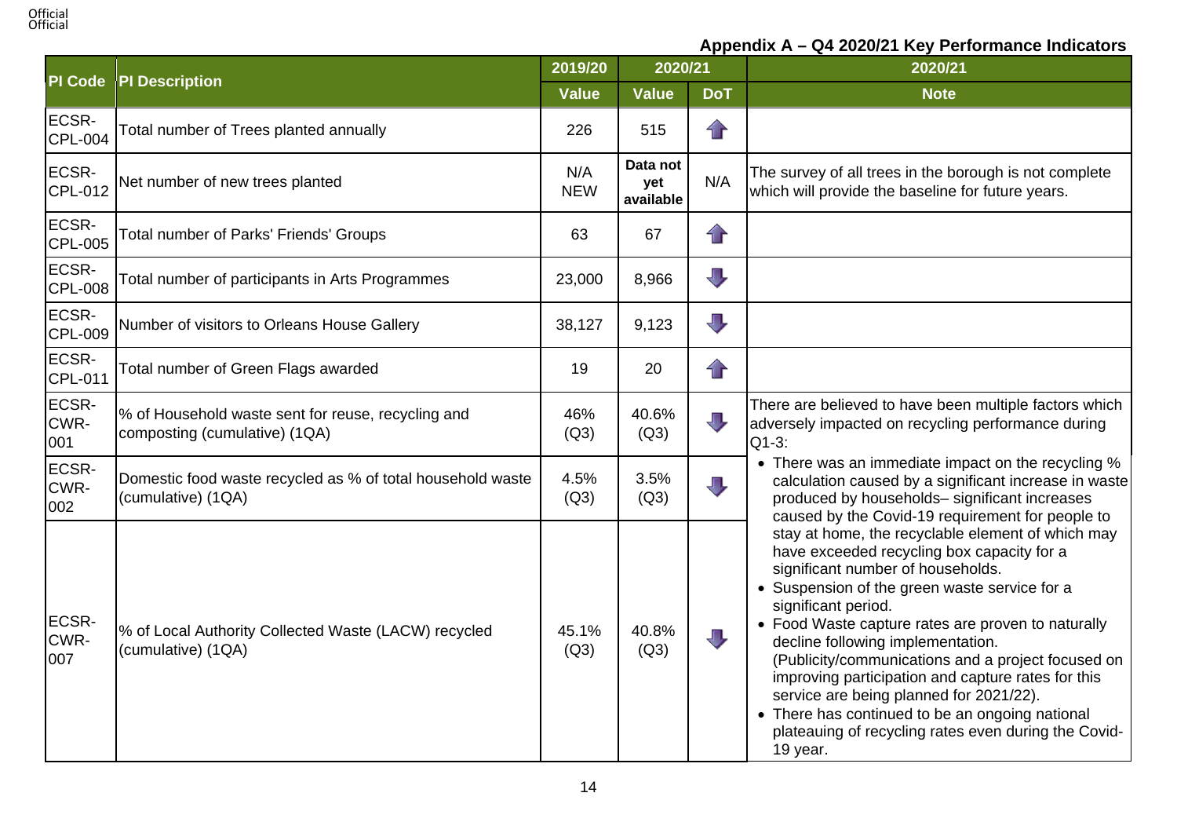## Appendix A – Q4 2020/21 Key Performance Indicators

| PI Code | PI Description | 2019/20 | 2020/21 | | 2020/21 |
|---|---|---|---|---|---|
| | | Value | Value | DoT | Note |
| ECSR-CPL-004 | Total number of Trees planted annually | 226 | 515 | ⬆ | |
| ECSR-CPL-012 | Net number of new trees planted | N/A NEW | **Data not yet available** | N/A | The survey of all trees in the borough is not complete which will provide the baseline for future years. |
| ECSR-CPL-005 | Total number of Parks' Friends' Groups | 63 | 67 | ⬆ | |
| ECSR-CPL-008 | Total number of participants in Arts Programmes | 23,000 | 8,966 | ⬇ | |
| ECSR-CPL-009 | Number of visitors to Orleans House Gallery | 38,127 | 9,123 | ⬇ | |
| ECSR-CPL-011 | Total number of Green Flags awarded | 19 | 20 | ⬆ | |
| ECSR-CWR-001 | % of Household waste sent for reuse, recycling and composting (cumulative) (1QA) | 46% (Q3) | 40.6% (Q3) | ⬇ | There are believed to have been multiple factors which adversely impacted on recycling performance during Q1-3: • There was an immediate impact on the recycling % calculation caused by a significant increase in waste produced by households– significant increases caused by the Covid-19 requirement for people to stay at home, the recyclable element of which may have exceeded recycling box capacity for a significant number of households. • Suspension of the green waste service for a significant period. • Food Waste capture rates are proven to naturally decline following implementation. (Publicity/communications and a project focused on improving participation and capture rates for this service are being planned for 2021/22). • There has continued to be an ongoing national plateauing of recycling rates even during the Covid-19 year. |
| ECSR-CWR-002 | Domestic food waste recycled as % of total household waste (cumulative) (1QA) | 4.5% (Q3) | 3.5% (Q3) | ⬇ | |
| ECSR-CWR-007 | % of Local Authority Collected Waste (LACW) recycled (cumulative) (1QA) | 45.1% (Q3) | 40.8% (Q3) | ⬇ | |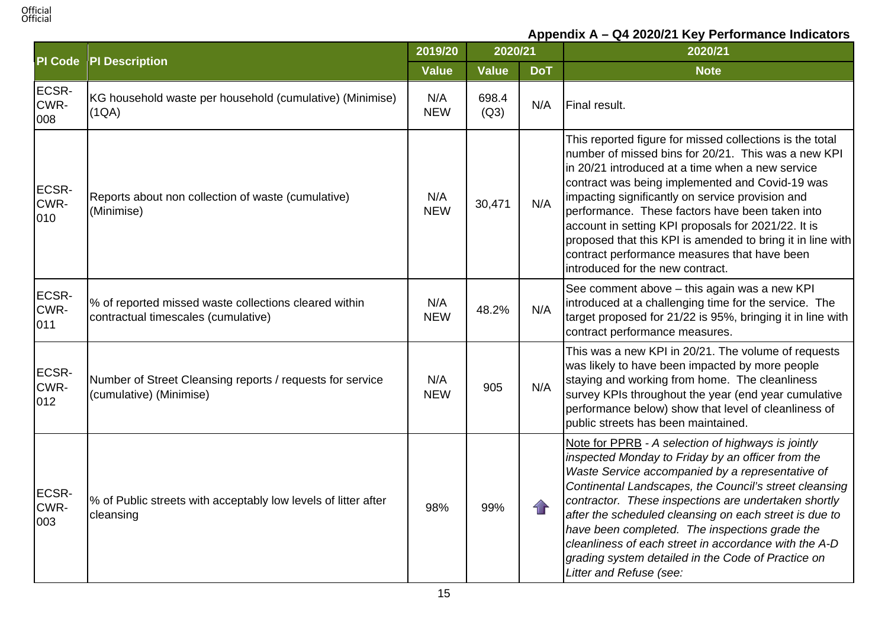### Appendix A – Q4 2020/21 Key Performance Indicators

| PI Code | PI Description | 2019/20 | 2020/21 | | 2020/21 |
|---|---|---|---|---|---|
| | | Value | Value | DoT | Note |
| ECSR-CWR-008 | KG household waste per household (cumulative) (Minimise) (1QA) | N/A NEW | 698.4 (Q3) | N/A | Final result. |
| ECSR-CWR-010 | Reports about non collection of waste (cumulative) (Minimise) | N/A NEW | 30,471 | N/A | This reported figure for missed collections is the total number of missed bins for 20/21. This was a new KPI in 20/21 introduced at a time when a new service contract was being implemented and Covid-19 was impacting significantly on service provision and performance. These factors have been taken into account in setting KPI proposals for 2021/22. It is proposed that this KPI is amended to bring it in line with contract performance measures that have been introduced for the new contract. |
| ECSR-CWR-011 | % of reported missed waste collections cleared within contractual timescales (cumulative) | N/A NEW | 48.2% | N/A | See comment above – this again was a new KPI introduced at a challenging time for the service. The target proposed for 21/22 is 95%, bringing it in line with contract performance measures. |
| ECSR-CWR-012 | Number of Street Cleansing reports / requests for service (cumulative) (Minimise) | N/A NEW | 905 | N/A | This was a new KPI in 20/21. The volume of requests was likely to have been impacted by more people staying and working from home. The cleanliness survey KPIs throughout the year (end year cumulative performance below) show that level of cleanliness of public streets has been maintained. |
| ECSR-CWR-003 | % of Public streets with acceptably low levels of litter after cleansing | 98% | 99% | ↑ | Note for PPRB - *A selection of highways is jointly inspected Monday to Friday by an officer from the Waste Service accompanied by a representative of Continental Landscapes, the Council's street cleansing contractor. These inspections are undertaken shortly after the scheduled cleansing on each street is due to have been completed. The inspections grade the cleanliness of each street in accordance with the A-D grading system detailed in the Code of Practice on Litter and Refuse (see:* |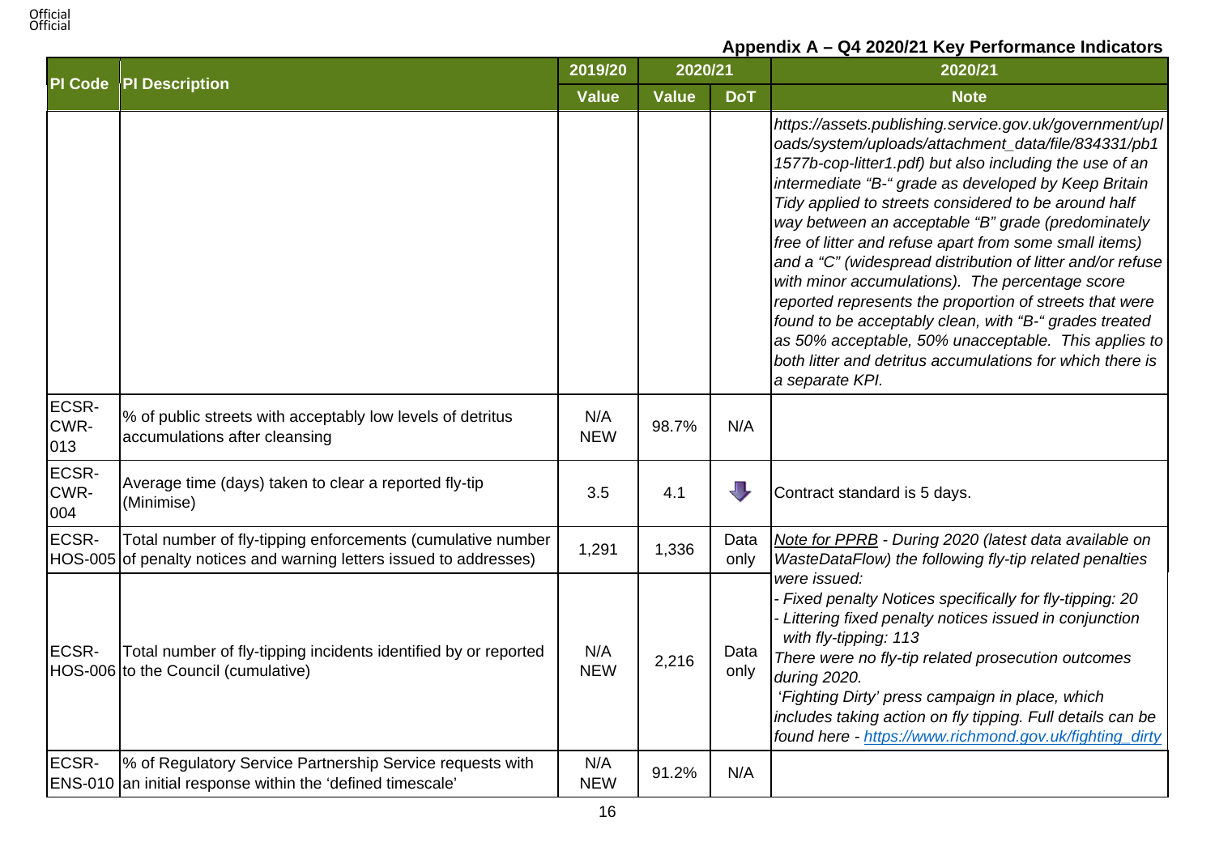## Appendix A – Q4 2020/21 Key Performance Indicators

| PI Code | PI Description | 2019/20 | 2020/21 | | 2020/21 |
|---|---|---|---|---|---|
| | | Value | Value | DoT | Note |
| | | | | | *https://assets.publishing.service.gov.uk/government/uploads/system/uploads/attachment_data/file/834331/pb11577b-cop-litter1.pdf) but also including the use of an intermediate "B-" grade as developed by Keep Britain Tidy applied to streets considered to be around half way between an acceptable "B" grade (predominately free of litter and refuse apart from some small items) and a "C" (widespread distribution of litter and/or refuse with minor accumulations). The percentage score reported represents the proportion of streets that were found to be acceptably clean, with "B-" grades treated as 50% acceptable, 50% unacceptable. This applies to both litter and detritus accumulations for which there is a separate KPI.* |
| ECSR-CWR-013 | % of public streets with acceptably low levels of detritus accumulations after cleansing | N/A NEW | 98.7% | N/A | |
| ECSR-CWR-004 | Average time (days) taken to clear a reported fly-tip (Minimise) | 3.5 | 4.1 | ⬇ | Contract standard is 5 days. |
| ECSR-HOS-005 | Total number of fly-tipping enforcements (cumulative number of penalty notices and warning letters issued to addresses) | 1,291 | 1,336 | Data only | *<u>Note for PPRB</u> - During 2020 (latest data available on WasteDataFlow) the following fly-tip related penalties were issued:*<br>*- Fixed penalty Notices specifically for fly-tipping: 20*<br>*- Littering fixed penalty notices issued in conjunction with fly-tipping: 113*<br>*There were no fly-tip related prosecution outcomes during 2020.*<br>*'Fighting Dirty' press campaign in place, which includes taking action on fly tipping. Full details can be found here - https://www.richmond.gov.uk/fighting_dirty* |
| ECSR-HOS-006 | Total number of fly-tipping incidents identified by or reported to the Council (cumulative) | N/A NEW | 2,216 | Data only | |
| ECSR-ENS-010 | % of Regulatory Service Partnership Service requests with an initial response within the 'defined timescale' | N/A NEW | 91.2% | N/A | |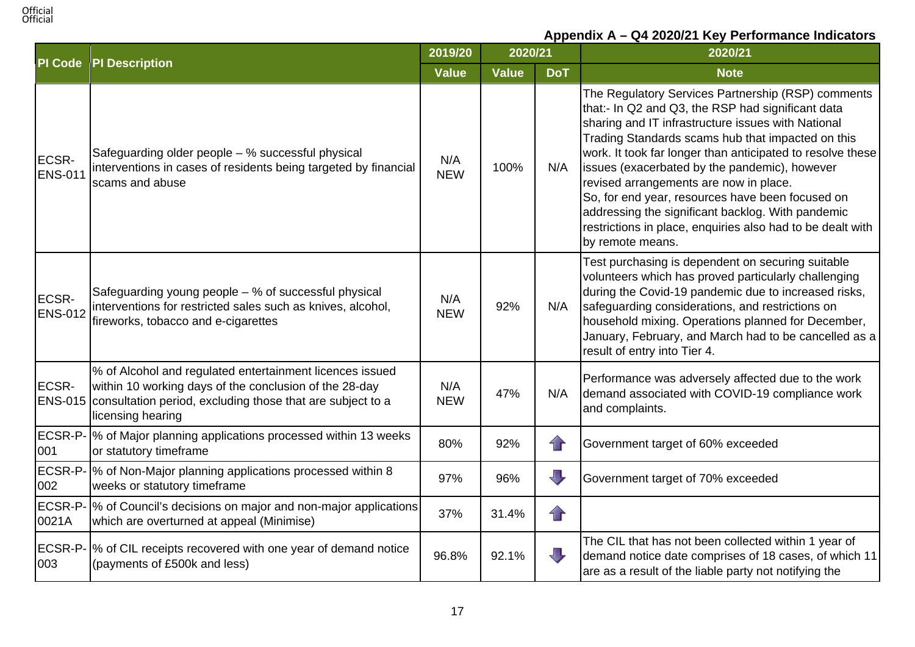**Appendix A – Q4 2020/21 Key Performance Indicators**

| PI Code | PI Description | 2019/20 | 2020/21 | | 2020/21 |
|---|---|---|---|---|---|
| | | Value | Value | DoT | Note |
| ECSR-ENS-011 | Safeguarding older people – % successful physical interventions in cases of residents being targeted by financial scams and abuse | N/A NEW | 100% | N/A | The Regulatory Services Partnership (RSP) comments that:- In Q2 and Q3, the RSP had significant data sharing and IT infrastructure issues with National Trading Standards scams hub that impacted on this work. It took far longer than anticipated to resolve these issues (exacerbated by the pandemic), however revised arrangements are now in place. So, for end year, resources have been focused on addressing the significant backlog. With pandemic restrictions in place, enquiries also had to be dealt with by remote means. |
| ECSR-ENS-012 | Safeguarding young people – % of successful physical interventions for restricted sales such as knives, alcohol, fireworks, tobacco and e-cigarettes | N/A NEW | 92% | N/A | Test purchasing is dependent on securing suitable volunteers which has proved particularly challenging during the Covid-19 pandemic due to increased risks, safeguarding considerations, and restrictions on household mixing. Operations planned for December, January, February, and March had to be cancelled as a result of entry into Tier 4. |
| ECSR-ENS-015 | % of Alcohol and regulated entertainment licences issued within 10 working days of the conclusion of the 28-day consultation period, excluding those that are subject to a licensing hearing | N/A NEW | 47% | N/A | Performance was adversely affected due to the work demand associated with COVID-19 compliance work and complaints. |
| ECSR-P-001 | % of Major planning applications processed within 13 weeks or statutory timeframe | 80% | 92% | ↑ | Government target of 60% exceeded |
| ECSR-P-002 | % of Non-Major planning applications processed within 8 weeks or statutory timeframe | 97% | 96% | ↓ | Government target of 70% exceeded |
| ECSR-P-0021A | % of Council's decisions on major and non-major applications which are overturned at appeal (Minimise) | 37% | 31.4% | ↑ | |
| ECSR-P-003 | % of CIL receipts recovered with one year of demand notice (payments of £500k and less) | 96.8% | 92.1% | ↓ | The CIL that has not been collected within 1 year of demand notice date comprises of 18 cases, of which 11 are as a result of the liable party not notifying the |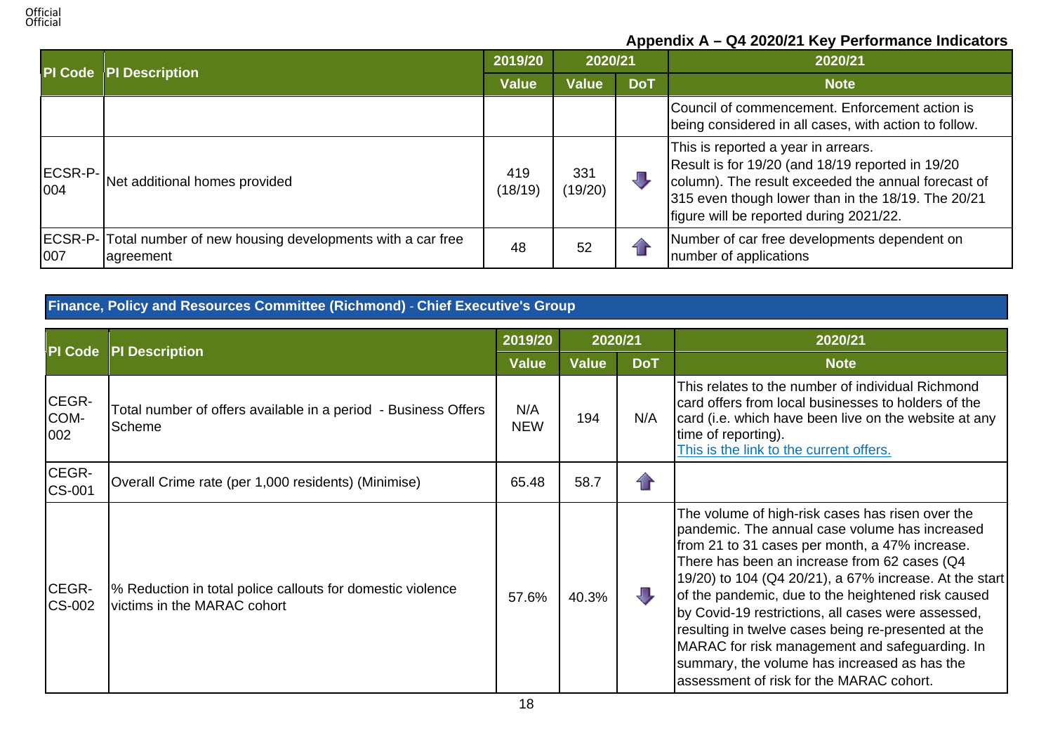**Appendix A – Q4 2020/21 Key Performance Indicators**

| PI Code | PI Description | 2019/20 | 2020/21 | | 2020/21 |
|---|---|---|---|---|---|
| | | Value | Value | DoT | Note |
| | | | | | Council of commencement. Enforcement action is being considered in all cases, with action to follow. |
| ECSR-P-004 | Net additional homes provided | 419 (18/19) | 331 (19/20) | ⬇ | This is reported a year in arrears. Result is for 19/20 (and 18/19 reported in 19/20 column). The result exceeded the annual forecast of 315 even though lower than in the 18/19. The 20/21 figure will be reported during 2021/22. |
| ECSR-P-007 | Total number of new housing developments with a car free agreement | 48 | 52 | ⬆ | Number of car free developments dependent on number of applications |

**Finance, Policy and Resources Committee (Richmond) - Chief Executive's Group**

| PI Code | PI Description | 2019/20 | 2020/21 | | 2020/21 |
|---|---|---|---|---|---|
| | | Value | Value | DoT | Note |
| CEGR-COM-002 | Total number of offers available in a period - Business Offers Scheme | N/A NEW | 194 | N/A | This relates to the number of individual Richmond card offers from local businesses to holders of the card (i.e. which have been live on the website at any time of reporting). This is the link to the current offers. |
| CEGR-CS-001 | Overall Crime rate (per 1,000 residents) (Minimise) | 65.48 | 58.7 | ⬆ | |
| CEGR-CS-002 | % Reduction in total police callouts for domestic violence victims in the MARAC cohort | 57.6% | 40.3% | ⬇ | The volume of high-risk cases has risen over the pandemic. The annual case volume has increased from 21 to 31 cases per month, a 47% increase. There has been an increase from 62 cases (Q4 19/20) to 104 (Q4 20/21), a 67% increase. At the start of the pandemic, due to the heightened risk caused by Covid-19 restrictions, all cases were assessed, resulting in twelve cases being re-presented at the MARAC for risk management and safeguarding. In summary, the volume has increased as has the assessment of risk for the MARAC cohort. |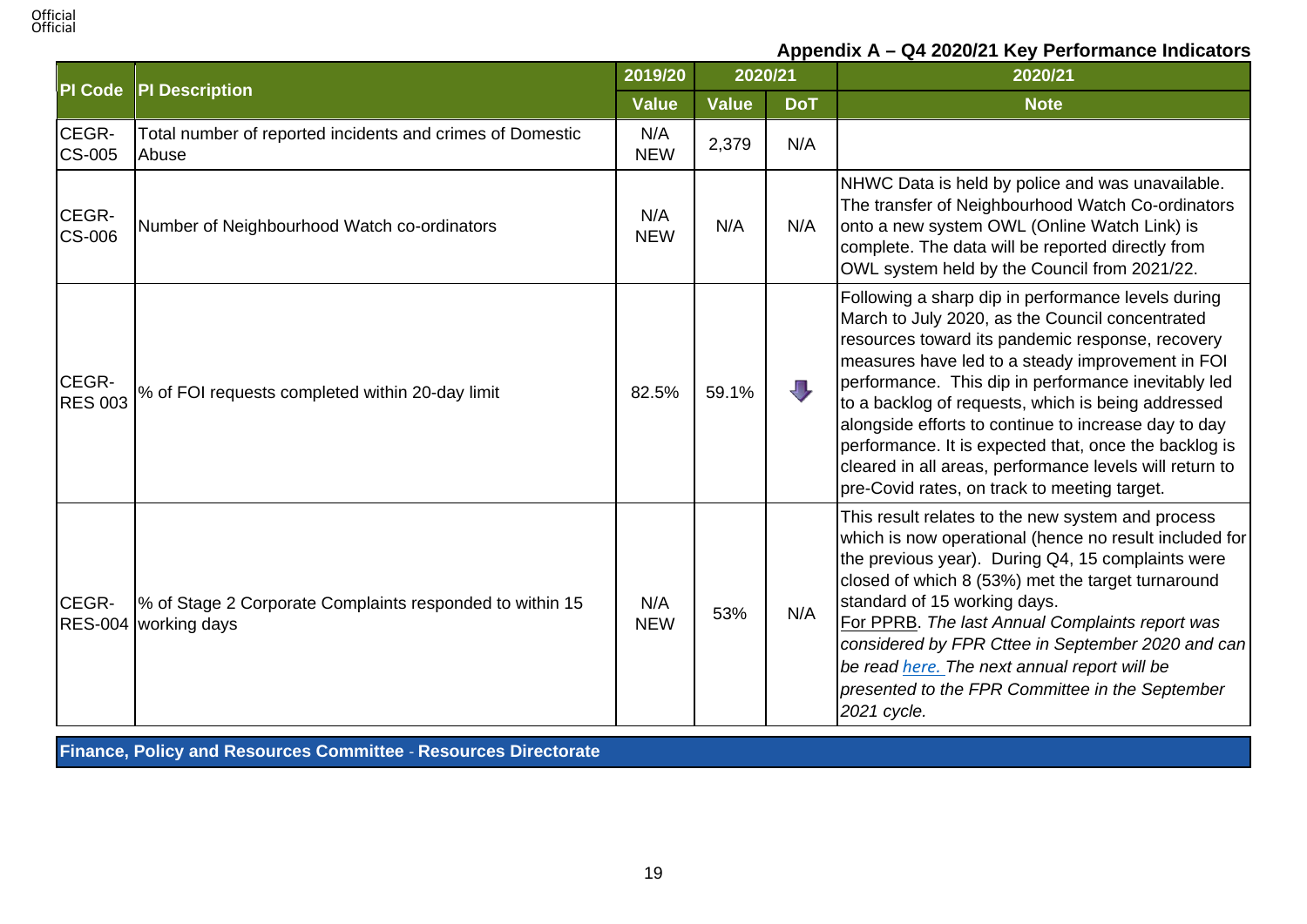**Appendix A – Q4 2020/21 Key Performance Indicators**

| PI Code | PI Description | 2019/20 | 2020/21 | | 2020/21 |
|---|---|---|---|---|---|
| | | Value | Value | DoT | Note |
| CEGR-CS-005 | Total number of reported incidents and crimes of Domestic Abuse | N/A NEW | 2,379 | N/A | |
| CEGR-CS-006 | Number of Neighbourhood Watch co-ordinators | N/A NEW | N/A | N/A | NHWC Data is held by police and was unavailable. The transfer of Neighbourhood Watch Co-ordinators onto a new system OWL (Online Watch Link) is complete. The data will be reported directly from OWL system held by the Council from 2021/22. |
| CEGR-RES 003 | % of FOI requests completed within 20-day limit | 82.5% | 59.1% | ⬇ | Following a sharp dip in performance levels during March to July 2020, as the Council concentrated resources toward its pandemic response, recovery measures have led to a steady improvement in FOI performance. This dip in performance inevitably led to a backlog of requests, which is being addressed alongside efforts to continue to increase day to day performance. It is expected that, once the backlog is cleared in all areas, performance levels will return to pre-Covid rates, on track to meeting target. |
| CEGR-RES-004 | % of Stage 2 Corporate Complaints responded to within 15 working days | N/A NEW | 53% | N/A | This result relates to the new system and process which is now operational (hence no result included for the previous year). During Q4, 15 complaints were closed of which 8 (53%) met the target turnaround standard of 15 working days. For PPRB. *The last Annual Complaints report was considered by FPR Cttee in September 2020 and can be read here. The next annual report will be presented to the FPR Committee in the September 2021 cycle.* |

**Finance, Policy and Resources Committee - Resources Directorate**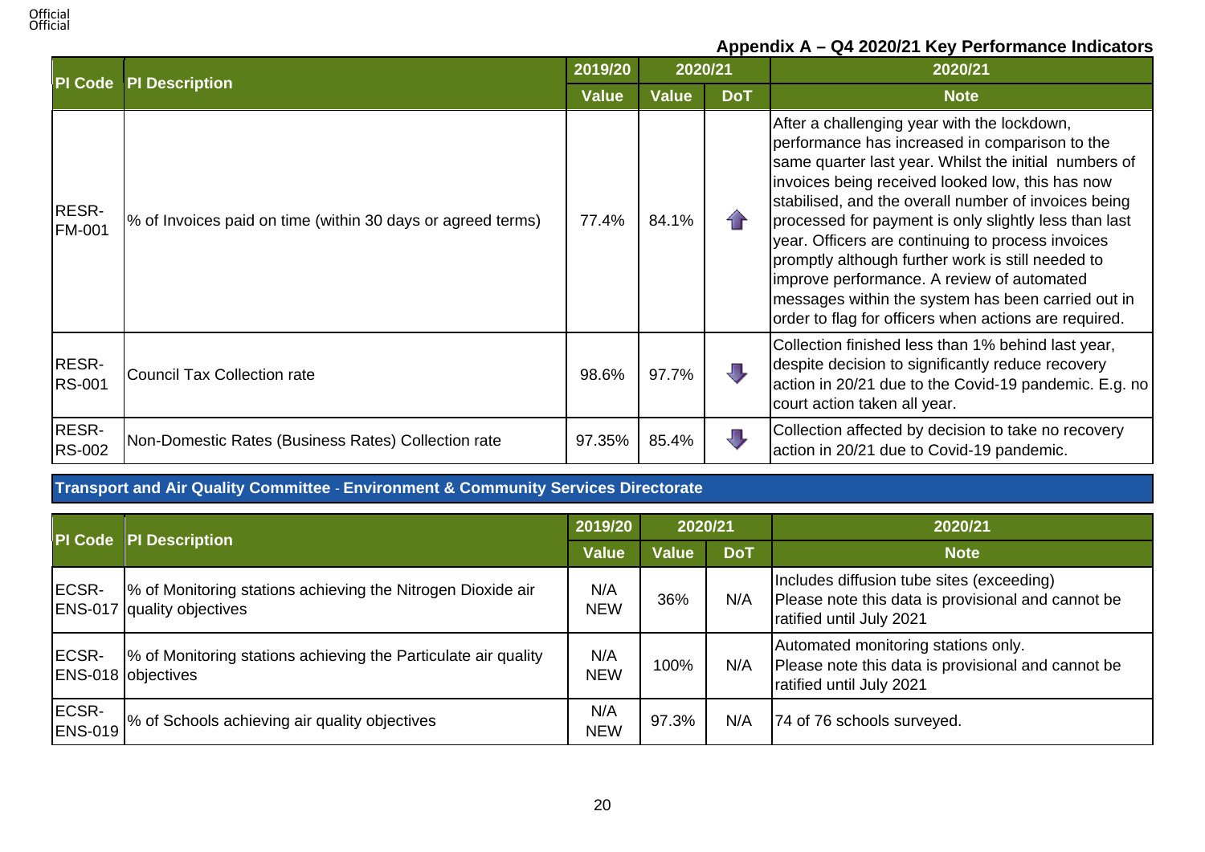## Appendix A – Q4 2020/21 Key Performance Indicators

| PI Code | PI Description | 2019/20 | 2020/21 | | 2020/21 |
|---|---|---|---|---|---|
| | | Value | Value | DoT | Note |
| RESR-FM-001 | % of Invoices paid on time (within 30 days or agreed terms) | 77.4% | 84.1% | ⇧ | After a challenging year with the lockdown, performance has increased in comparison to the same quarter last year. Whilst the initial numbers of invoices being received looked low, this has now stabilised, and the overall number of invoices being processed for payment is only slightly less than last year. Officers are continuing to process invoices promptly although further work is still needed to improve performance. A review of automated messages within the system has been carried out in order to flag for officers when actions are required. |
| RESR-RS-001 | Council Tax Collection rate | 98.6% | 97.7% | ⇩ | Collection finished less than 1% behind last year, despite decision to significantly reduce recovery action in 20/21 due to the Covid-19 pandemic. E.g. no court action taken all year. |
| RESR-RS-002 | Non-Domestic Rates (Business Rates) Collection rate | 97.35% | 85.4% | ⇩ | Collection affected by decision to take no recovery action in 20/21 due to Covid-19 pandemic. |

### Transport and Air Quality Committee - Environment & Community Services Directorate

| PI Code | PI Description | 2019/20 | 2020/21 | | 2020/21 |
|---|---|---|---|---|---|
| | | Value | Value | DoT | Note |
| ECSR-ENS-017 | % of Monitoring stations achieving the Nitrogen Dioxide air quality objectives | N/A NEW | 36% | N/A | Includes diffusion tube sites (exceeding) Please note this data is provisional and cannot be ratified until July 2021 |
| ECSR-ENS-018 | % of Monitoring stations achieving the Particulate air quality objectives | N/A NEW | 100% | N/A | Automated monitoring stations only. Please note this data is provisional and cannot be ratified until July 2021 |
| ECSR-ENS-019 | % of Schools achieving air quality objectives | N/A NEW | 97.3% | N/A | 74 of 76 schools surveyed. |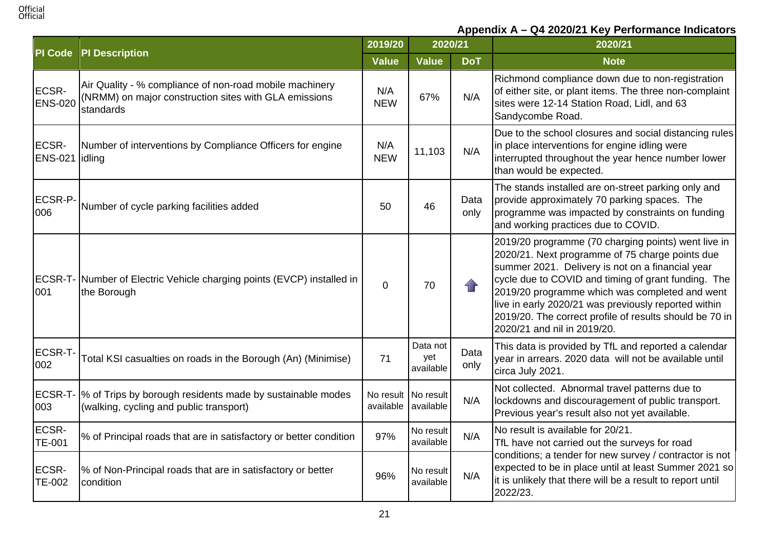## Appendix A – Q4 2020/21 Key Performance Indicators

| PI Code | PI Description | 2019/20 | 2020/21 | | 2020/21 |
|---|---|---|---|---|---|
| | | Value | Value | DoT | Note |
| ECSR-ENS-020 | Air Quality - % compliance of non-road mobile machinery (NRMM) on major construction sites with GLA emissions standards | N/A NEW | 67% | N/A | Richmond compliance down due to non-registration of either site, or plant items. The three non-complaint sites were 12-14 Station Road, Lidl, and 63 Sandycombe Road. |
| ECSR-ENS-021 | Number of interventions by Compliance Officers for engine idling | N/A NEW | 11,103 | N/A | Due to the school closures and social distancing rules in place interventions for engine idling were interrupted throughout the year hence number lower than would be expected. |
| ECSR-P-006 | Number of cycle parking facilities added | 50 | 46 | Data only | The stands installed are on-street parking only and provide approximately 70 parking spaces. The programme was impacted by constraints on funding and working practices due to COVID. |
| ECSR-T-001 | Number of Electric Vehicle charging points (EVCP) installed in the Borough | 0 | 70 | ↑ | 2019/20 programme (70 charging points) went live in 2020/21. Next programme of 75 charge points due summer 2021. Delivery is not on a financial year cycle due to COVID and timing of grant funding. The 2019/20 programme which was completed and went live in early 2020/21 was previously reported within 2019/20. The correct profile of results should be 70 in 2020/21 and nil in 2019/20. |
| ECSR-T-002 | Total KSI casualties on roads in the Borough (An) (Minimise) | 71 | Data not yet available | Data only | This data is provided by TfL and reported a calendar year in arrears. 2020 data will not be available until circa July 2021. |
| ECSR-T-003 | % of Trips by borough residents made by sustainable modes (walking, cycling and public transport) | No result available | No result available | N/A | Not collected. Abnormal travel patterns due to lockdowns and discouragement of public transport. Previous year's result also not yet available. |
| ECSR-TE-001 | % of Principal roads that are in satisfactory or better condition | 97% | No result available | N/A | No result is available for 20/21. TfL have not carried out the surveys for road conditions; a tender for new survey / contractor is not expected to be in place until at least Summer 2021 so it is unlikely that there will be a result to report until 2022/23. |
| ECSR-TE-002 | % of Non-Principal roads that are in satisfactory or better condition | 96% | No result available | N/A | |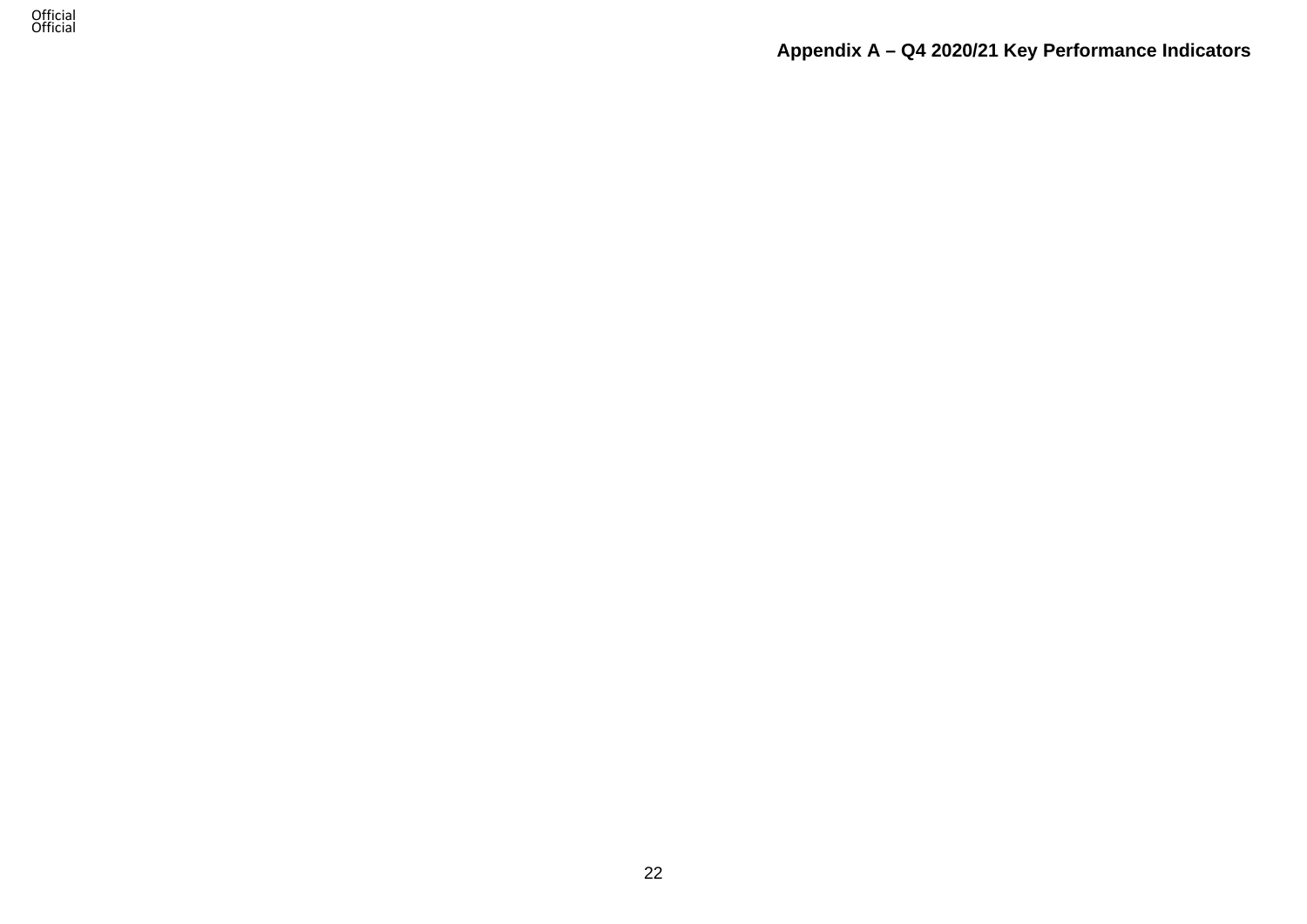Appendix A – Q4 2020/21 Key Performance Indicators